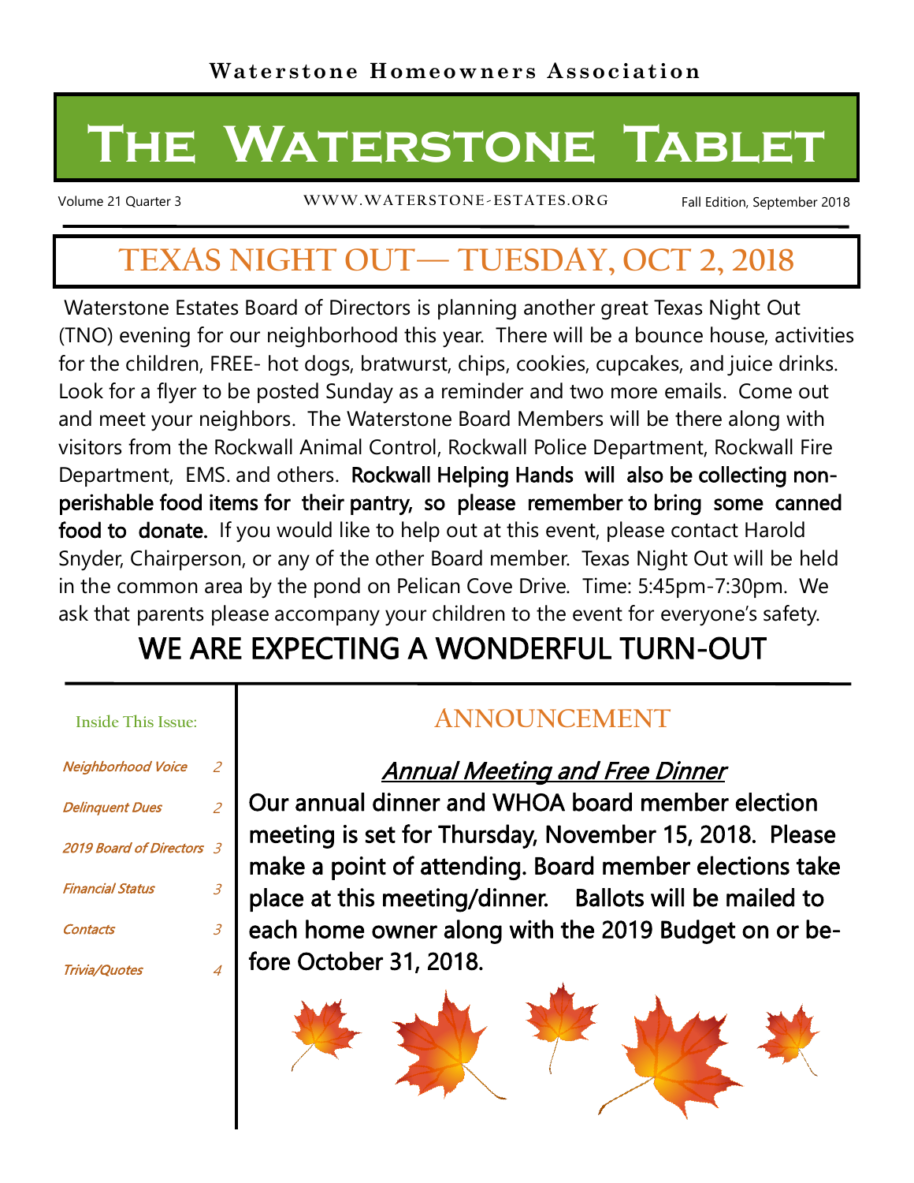Waterstone Homeowners Association

# The Waterstone Tablet

Volume 21 Quarter 3 WWW.WATERSTONE-ESTATES.ORG Fall Edition, September 2018

## TEXAS NIGHT OUT— TUESDAY, OCT 2, 2018

Waterstone Estates Board of Directors is planning another great Texas Night Out (TNO) evening for our neighborhood this year. There will be a bounce house, activities for the children, FREE- hot dogs, bratwurst, chips, cookies, cupcakes, and juice drinks. Look for a flyer to be posted Sunday as a reminder and two more emails. Come out and meet your neighbors. The Waterstone Board Members will be there along with visitors from the Rockwall Animal Control, Rockwall Police Department, Rockwall Fire Department, EMS. and others. **Rockwall Helping Hands will also be collecting non-perishable food items for their pantry, so please remember to bring some canned food to donate.** If you would like to help out at this event, please contact Harold Snyder, Chairperson, or any of the other Board member. Texas Night Out will be held in the common area by the pond on Pelican Cove Drive. Time: 5:45pm-7:30pm. We ask that parents please accompany your children to the event for everyone's safety.

## WE ARE EXPECTING A WONDERFUL TURN-OUT

**Inside This Issue:**

| | |
|---|---|
| *Neighborhood Voice* | *2* |
| *Delinquent Dues* | *2* |
| *2019 Board of Directors* | *3* |
| *Financial Status* | *3* |
| *Contacts* | *3* |
| *Trivia/Quotes* | *4* |

## ANNOUNCEMENT

### *Annual Meeting and Free Dinner*

**Our annual dinner and WHOA board member election meeting is set for Thursday, November 15, 2018. Please make a point of attending. Board member elections take place at this meeting/dinner. Ballots will be mailed to each home owner along with the 2019 Budget on or before October 31, 2018.**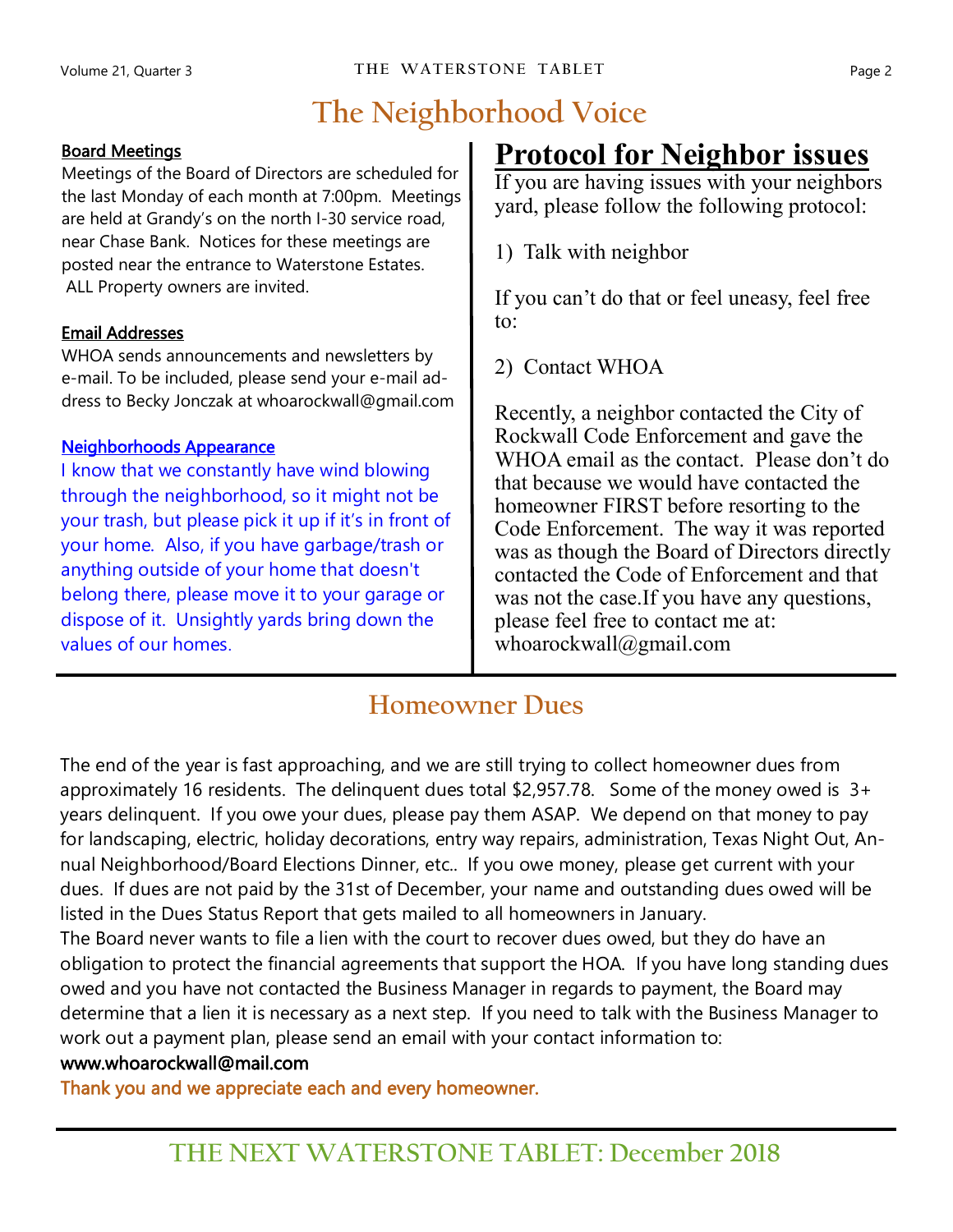# The Neighborhood Voice

**Board Meetings**

Meetings of the Board of Directors are scheduled for the last Monday of each month at 7:00pm. Meetings are held at Grandy's on the north I-30 service road, near Chase Bank. Notices for these meetings are posted near the entrance to Waterstone Estates. ALL Property owners are invited.

**Email Addresses**

WHOA sends announcements and newsletters by e-mail. To be included, please send your e-mail address to Becky Jonczak at whoarockwall@gmail.com

**Neighborhoods Appearance**

I know that we constantly have wind blowing through the neighborhood, so it might not be your trash, but please pick it up if it's in front of your home. Also, if you have garbage/trash or anything outside of your home that doesn't belong there, please move it to your garage or dispose of it. Unsightly yards bring down the values of our homes.

## Protocol for Neighbor issues

If you are having issues with your neighbors yard, please follow the following protocol:

1) Talk with neighbor

If you can't do that or feel uneasy, feel free to:

2) Contact WHOA

Recently, a neighbor contacted the City of Rockwall Code Enforcement and gave the WHOA email as the contact. Please don't do that because we would have contacted the homeowner FIRST before resorting to the Code Enforcement. The way it was reported was as though the Board of Directors directly contacted the Code of Enforcement and that was not the case.If you have any questions, please feel free to contact me at: whoarockwall@gmail.com

## Homeowner Dues

The end of the year is fast approaching, and we are still trying to collect homeowner dues from approximately 16 residents. The delinquent dues total $2,957.78. Some of the money owed is 3+ years delinquent. If you owe your dues, please pay them ASAP. We depend on that money to pay for landscaping, electric, holiday decorations, entry way repairs, administration, Texas Night Out, Annual Neighborhood/Board Elections Dinner, etc.. If you owe money, please get current with your dues. If dues are not paid by the 31st of December, your name and outstanding dues owed will be listed in the Dues Status Report that gets mailed to all homeowners in January.

The Board never wants to file a lien with the court to recover dues owed, but they do have an obligation to protect the financial agreements that support the HOA. If you have long standing dues owed and you have not contacted the Business Manager in regards to payment, the Board may determine that a lien it is necessary as a next step. If you need to talk with the Business Manager to work out a payment plan, please send an email with your contact information to:

www.whoarockwall@mail.com

Thank you and we appreciate each and every homeowner.

## THE NEXT WATERSTONE TABLET: December 2018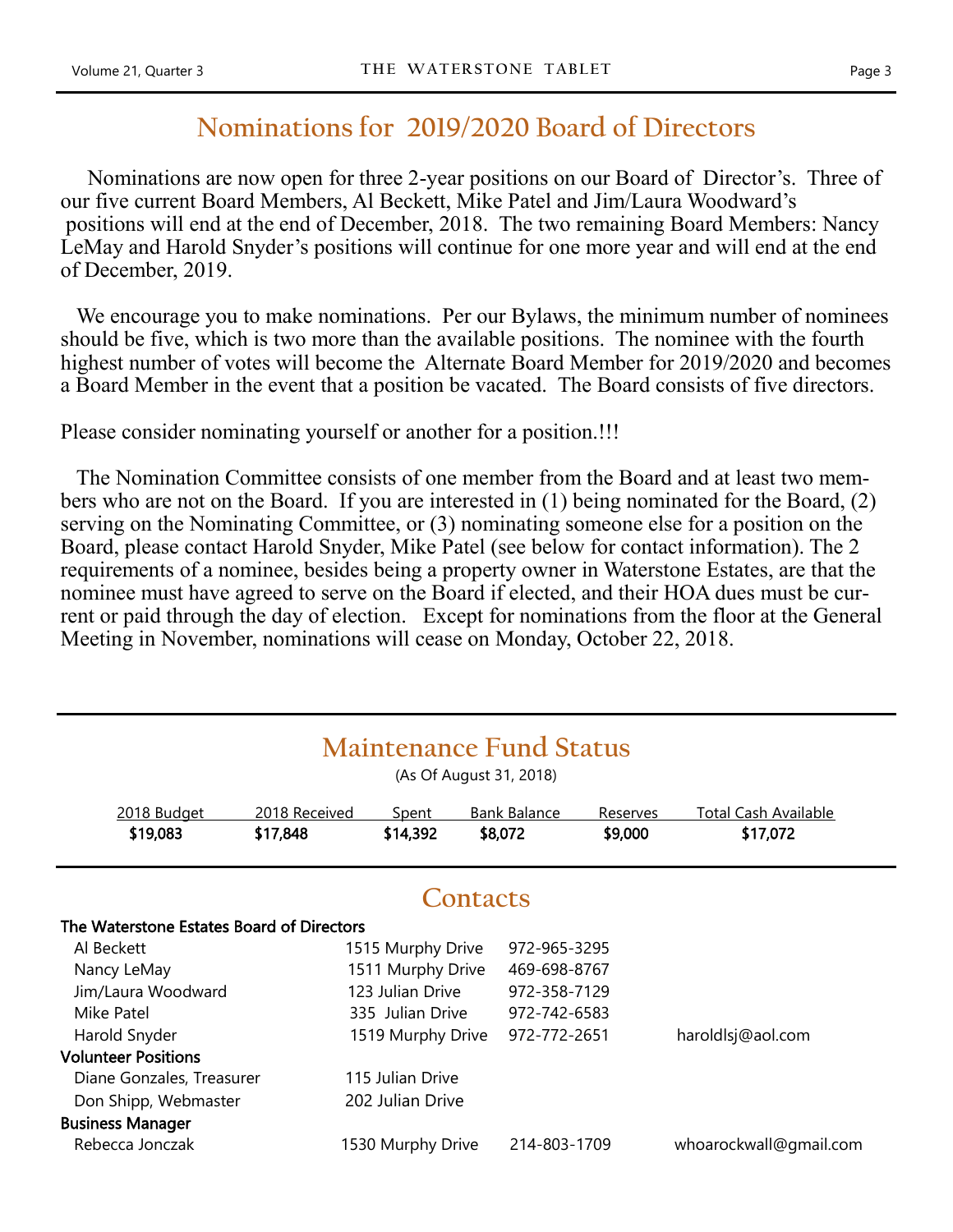## Nominations for 2019/2020 Board of Directors

Nominations are now open for three 2-year positions on our Board of Director's. Three of our five current Board Members, Al Beckett, Mike Patel and Jim/Laura Woodward's positions will end at the end of December, 2018. The two remaining Board Members: Nancy LeMay and Harold Snyder's positions will continue for one more year and will end at the end of December, 2019.

We encourage you to make nominations. Per our Bylaws, the minimum number of nominees should be five, which is two more than the available positions. The nominee with the fourth highest number of votes will become the Alternate Board Member for 2019/2020 and becomes a Board Member in the event that a position be vacated. The Board consists of five directors.

Please consider nominating yourself or another for a position.!!!

The Nomination Committee consists of one member from the Board and at least two members who are not on the Board. If you are interested in (1) being nominated for the Board, (2) serving on the Nominating Committee, or (3) nominating someone else for a position on the Board, please contact Harold Snyder, Mike Patel (see below for contact information). The 2 requirements of a nominee, besides being a property owner in Waterstone Estates, are that the nominee must have agreed to serve on the Board if elected, and their HOA dues must be current or paid through the day of election. Except for nominations from the floor at the General Meeting in November, nominations will cease on Monday, October 22, 2018.

## Maintenance Fund Status

(As Of August 31, 2018)

| 2018 Budget | 2018 Received | Spent | Bank Balance | Reserves | Total Cash Available |
|---|---|---|---|---|---|
| **$19,083** | **$17,848** | **$14,392** | **$8,072** | **$9,000** | **$17,072** |

## Contacts

| | | | |
|---|---|---|---|
| **The Waterstone Estates Board of Directors** | | | |
| Al Beckett | 1515 Murphy Drive | 972-965-3295 | |
| Nancy LeMay | 1511 Murphy Drive | 469-698-8767 | |
| Jim/Laura Woodward | 123 Julian Drive | 972-358-7129 | |
| Mike Patel | 335 Julian Drive | 972-742-6583 | |
| Harold Snyder | 1519 Murphy Drive | 972-772-2651 | haroldlsj@aol.com |
| **Volunteer Positions** | | | |
| Diane Gonzales, Treasurer | 115 Julian Drive | | |
| Don Shipp, Webmaster | 202 Julian Drive | | |
| **Business Manager** | | | |
| Rebecca Jonczak | 1530 Murphy Drive | 214-803-1709 | whoarockwall@gmail.com |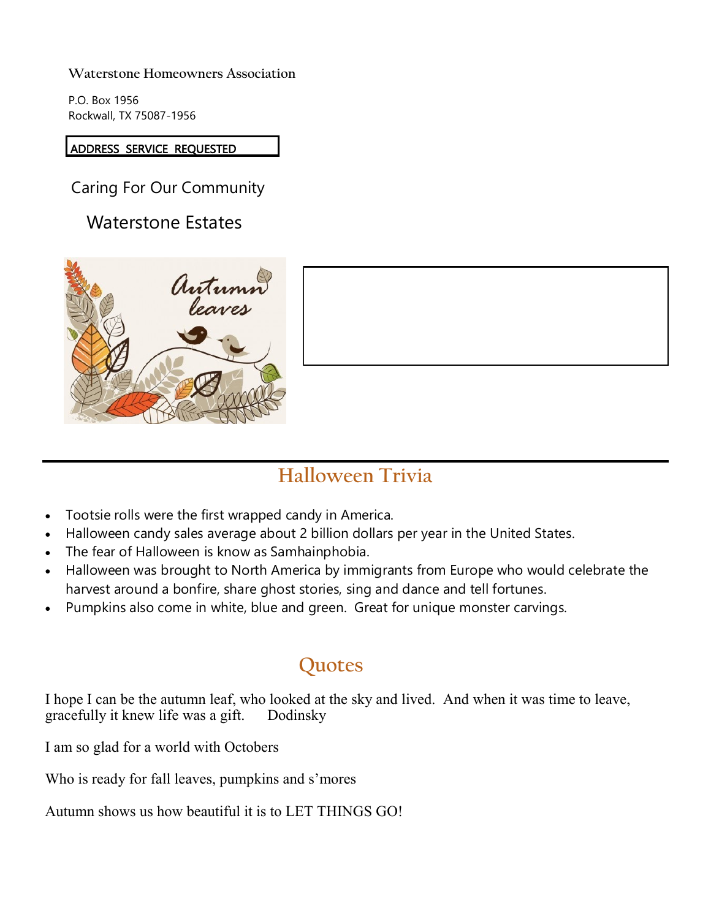Waterstone Homeowners Association

P.O. Box 1956
Rockwall, TX 75087-1956

ADDRESS SERVICE REQUESTED

Caring For Our Community

Waterstone Estates

## Halloween Trivia

- Tootsie rolls were the first wrapped candy in America.
- Halloween candy sales average about 2 billion dollars per year in the United States.
- The fear of Halloween is know as Samhainphobia.
- Halloween was brought to North America by immigrants from Europe who would celebrate the harvest around a bonfire, share ghost stories, sing and dance and tell fortunes.
- Pumpkins also come in white, blue and green. Great for unique monster carvings.

## Quotes

I hope I can be the autumn leaf, who looked at the sky and lived. And when it was time to leave, gracefully it knew life was a gift. Dodinsky

I am so glad for a world with Octobers

Who is ready for fall leaves, pumpkins and s'mores

Autumn shows us how beautiful it is to LET THINGS GO!